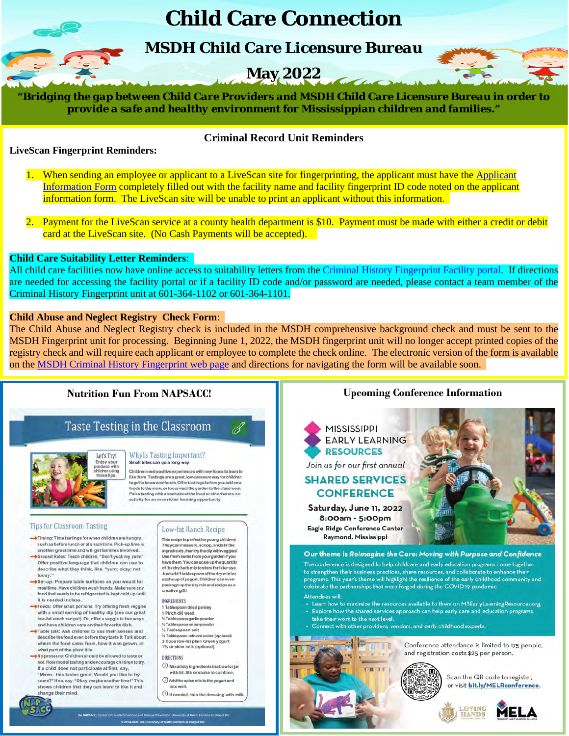# Child Care Connection

## MSDH Child Care Licensure Bureau

## May 2022

***"Bridging the gap between Child Care Providers and MSDH Child Care Licensure Bureau in order to provide a safe and healthy environment for Mississippian children and families."***

### Criminal Record Unit Reminders

**LiveScan Fingerprint Reminders:**

1. When sending an employee or applicant to a LiveScan site for fingerprinting, the applicant must have the Applicant Information Form completely filled out with the facility name and facility fingerprint ID code noted on the applicant information form. The LiveScan site will be unable to print an applicant without this information.

2. Payment for the LiveScan service at a county health department is $10. Payment must be made with either a credit or debit card at the LiveScan site. (No Cash Payments will be accepted).

**Child Care Suitability Letter Reminders**:

All child care facilities now have online access to suitability letters from the Criminal History Fingerprint Facility portal. If directions are needed for accessing the facility portal or if a facility ID code and/or password are needed, please contact a team member of the Criminal History Fingerprint unit at 601-364-1102 or 601-364-1101.

**Child Abuse and Neglect Registry Check Form**:

The Child Abuse and Neglect Registry check is included in the MSDH comprehensive background check and must be sent to the MSDH Fingerprint unit for processing. Beginning June 1, 2022, the MSDH fingerprint unit will no longer accept printed copies of the registry check and will require each applicant or employee to complete the check online. The electronic version of the form is available on the MSDH Criminal History Fingerprint web page and directions for navigating the form will be available soon.

### Nutrition Fun From NAPSACC!

#### Taste Testing in the Classroom

**Let's Try!** Enjoy your produce with children using these tips.

**Why Is Tasting Important?**
Small bites can go a long way

Children need positive experiences with new foods to learn to like them. Tastings are a great, low-pressure way for children to get to know new foods. Offer tastings before you add new foods to the menu or to connect the garden to the classroom. Pair a tasting with a book about the food or other hands-on activity for an even richer learning opportunity.

**Tips for Classroom Tasting**

- Timing: Time tastings for when children are hungry, such as before lunch or at snacktime. Pick-up time is another great time and will get families involved.
- Ground Rules: Teach children, "Don't yuck my yum!" Offer positive language that children can use to describe what they think, like, "yum; okay; not today."
- Set-up: Prepare table surfaces as you would for mealtime. Have children wash hands. Make sure any food that needs to be refrigerated is kept cold up until it is needed in class.
- Foods: Offer small portions. Try offering fresh veggies with a small serving of healthy dip (see our great low-fat ranch recipe!). Or, offer a veggie in two ways and have children vote on their favorite dish.
- Table talk: Ask children to use their senses and describe the food even before they taste it. Talk about where the food came from, how it was grown, or what part of the plant it is.
- No pressure: Children should be allowed to taste or not. Role model tasting and encourage children to try. If a child does not participate at first, say, "Mmm...this tastes good. Would you like to try some?" If no, say, "Okay, maybe another time!" This shows children that they can learn to like it and change their mind.

**Low-fat Ranch Recipe**

This recipe is perfect for young children! They can measure, scoop, and stir the ingredients, then try the dip with veggies! Use fresh herbs from your garden if you have them. You can scale up the quantity of the dry herb mix to store for later use. Just add 1 tablespoon of the dry mix for each cup of yogurt. Children can even package up the dry mix and recipe as a creative gift!

INGREDIENTS
- 1 Tablespoon dried parsley
- 1 Pinch dill weed
- ½ Tablespoon garlic powder
- ½ Tablespoon onion powder
- ¼ Tablespoon salt
- ½ Tablespoon minced onion (optional)
- 3 Cups low-fat plain Greek yogurt
- 1% or skim milk (optional)

DIRECTIONS
1. Mix all dry ingredients in a bowl or jar with lid. Stir or shake to combine.
2. Add the spice mix to the yogurt and mix well.
3. If needed, thin the dressing with milk.

Go NAPSACC, Center for Health Promotion and Disease Prevention, University of North Carolina at Chapel Hill
© 2014-2020 The University of North Carolina at Chapel Hill

### Upcoming Conference Information

**MISSISSIPPI EARLY LEARNING RESOURCES**

*Join us for our first annual*

**SHARED SERVICES CONFERENCE**

**Saturday, June 11, 2022**
**8:00am - 5:00pm**
**Eagle Ridge Conference Center**
**Raymond, Mississippi**

**Our theme is *Reimagine the Core: Moving with Purpose and Confidence***

The conference is designed to help childcare and early education programs come together to strengthen their business practices, share resources, and collaborate to enhance their programs. This year's theme will highlight the resilience of the early childhood community and celebrate the partnerships that were forged during the COVID-19 pandemic.

Attendees will:
- Learn how to maximize the resources available to them on MSEarlyLearningResources.org
- Explore how the shared services approach can help early care and education programs take their work to the next level.
- Connect with other providers, vendors, and early childhood experts.

Conference attendance is limited to 175 people, and registration costs $25 per person.

Scan the QR code to register, or visit **bit.ly/MELRconference**.

LOVING HANDS · MELA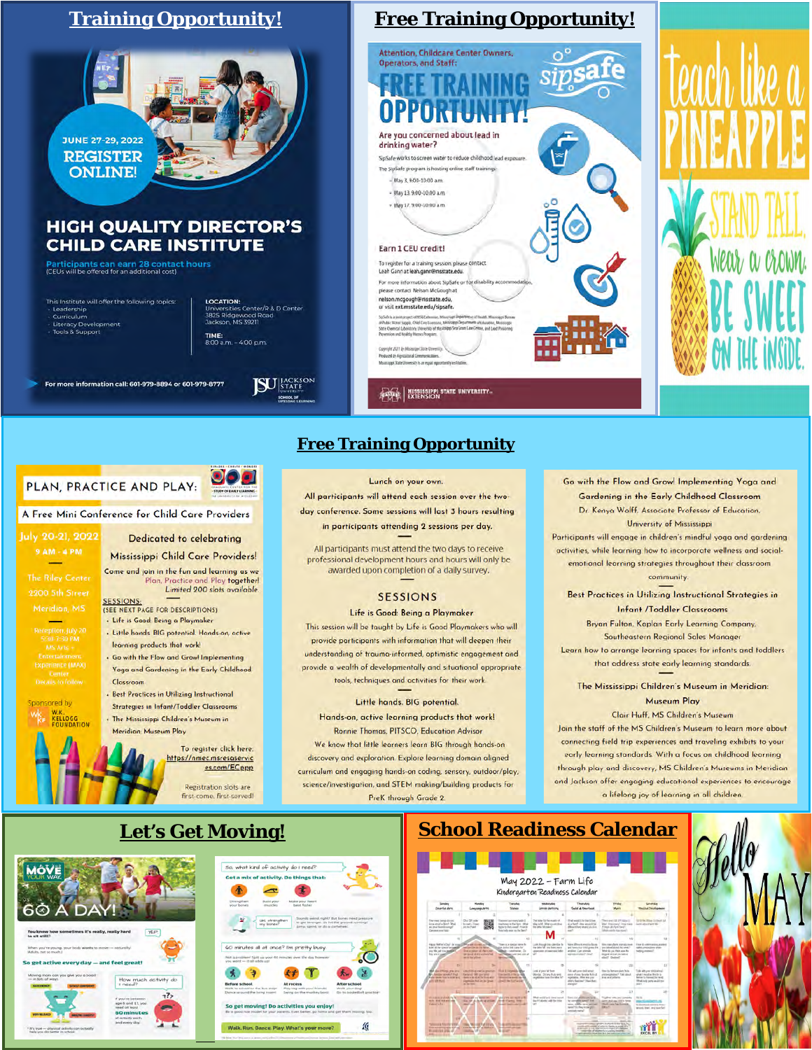## Training Opportunity!

JUNE 27-29, 2022
REGISTER ONLINE!

HIGH QUALITY DIRECTOR'S CHILD CARE INSTITUTE

Participants can earn 28 contact hours
(CEUs will be offered for an additional cost)

This Institute will offer the following topics:
- Leadership
- Curriculum
- Literacy Development
- Tools & Support

LOCATION:
Universities Center/R & D Center
3825 Ridgewood Road
Jackson, MS 39211

TIME:
8:00 a.m. - 4:00 p.m.

For more information call: 601-979-8894 or 601-979-8777

JSU Jackson State University School of Lifelong Learning

## Free Training Opportunity!

Attention, Childcare Center Owners, Operators, and Staff:

FREE TRAINING OPPORTUNITY!

sipsafe

Are you concerned about lead in drinking water?

SipSafe works to screen water to reduce childhood lead exposure.

The SipSafe program is hosting online staff trainings:

- May 3, 9:00-10:00 a.m.
- May 13, 9:00-10:00 a.m.
- May 17, 9:00-10:00 a.m.

Earn 1 CEU credit!

To register for a training session, please contact Leah Gann at leah.gann@msstate.edu.

For more information about SipSafe or for disability accommodation, please contact Nelson McGough at nelson.mcgough@msstate.edu, or visit extmsstate.edu/sipsafe.

Copyright 2021 by Mississippi State University.
Produced by Agricultural Communications.
Mississippi State University is an equal opportunity institution.

MISSISSIPPI STATE UNIVERSITY EXTENSION

teach like a PINEAPPLE
STAND TALL, wear a crown, BE SWEET ON THE INSIDE.

## Free Training Opportunity

PLAN, PRACTICE AND PLAY:

A Free Mini Conference for Child Care Providers

July 20-21, 2022
9 AM - 4 PM
The Riley Center
2200 5th Street
Meridian, MS

Reception, July 20
5:00-7:30 PM
MS Arts + Entertainment Experience (MAX) Center
Details to follow

Sponsored by W.K. Kellogg Foundation

Dedicated to celebrating Mississippi Child Care Providers!

Come and join in the fun and learning as we Plan, Practice and Play together!

Limited 200 slots available

SESSIONS:
(SEE NEXT PAGE FOR DESCRIPTIONS)
- Life is Good: Being a Playmaker
- Little hands BIG potential. Hands-on, active learning products that work!
- Go with the Flow and Grow! Implementing Yoga and Gardening in the Early Childhood Classroom
- Best Practices in Utilizing Instructional Strategies in Infant/Toddler Classrooms
- The Mississippi Children's Museum in Meridian: Museum Play

To register click here: https://nmec.msresaservices.com/ECppp

Registration slots are first-come, first-served!

Lunch on your own.

All participants will attend each session over the two-day conference. Some sessions will last 3 hours resulting in participants attending 2 sessions per day.

All participants must attend the two days to receive professional development hours and hours will only be awarded upon completion of a daily survey.

### SESSIONS

**Life is Good: Being a Playmaker**

This session will be taught by Life is Good Playmakers who will provide participants with information that will deepen their understanding of trauma-informed, optimistic engagement and provide a wealth of developmentally and situational appropriate tools, techniques and activities for their work.

**Little hands. BIG potential.**
**Hands-on, active learning products that work!**
Ronnie Thomas, PITSCO, Education Advisor

We know that little learners learn BIG through hands-on discovery and exploration. Explore learning domain aligned curriculum and engaging hands-on coding, sensory, outdoor/play, science/investigation, and STEM making/building products for PreK through Grade 2.

**Go with the Flow and Grow! Implementing Yoga and Gardening in the Early Childhood Classroom**
Dr. Kenya Wolff, Associate Professor of Education, University of Mississippi

Participants will engage in children's mindful yoga and gardening activities, while learning how to incorporate wellness and social-emotional learning strategies throughout their classroom community.

**Best Practices in Utilizing Instructional Strategies in Infant /Toddler Classrooms**
Bryan Fulton, Kaplan Early Learning Company, Southeastern Regional Sales Manager

Learn how to arrange learning spaces for infants and toddlers that address state early learning standards.

**The Mississippi Children's Museum in Meridian: Museum Play**
Clair Huff, MS Children's Museum

Join the staff of the MS Children's Museum to learn more about connecting field trip experiences and traveling exhibits to your early learning standards. With a focus on childhood learning through play and discovery, MS Children's Museums in Meridian and Jackson offer engaging educational experiences to encourage a lifelong joy of learning in all children.

## Let's Get Moving!

MOVE YOUR WAY
60 A DAY!

## School Readiness Calendar

May 2022 – Farm Life
Kindergarten Readiness Calendar

Hello MAY